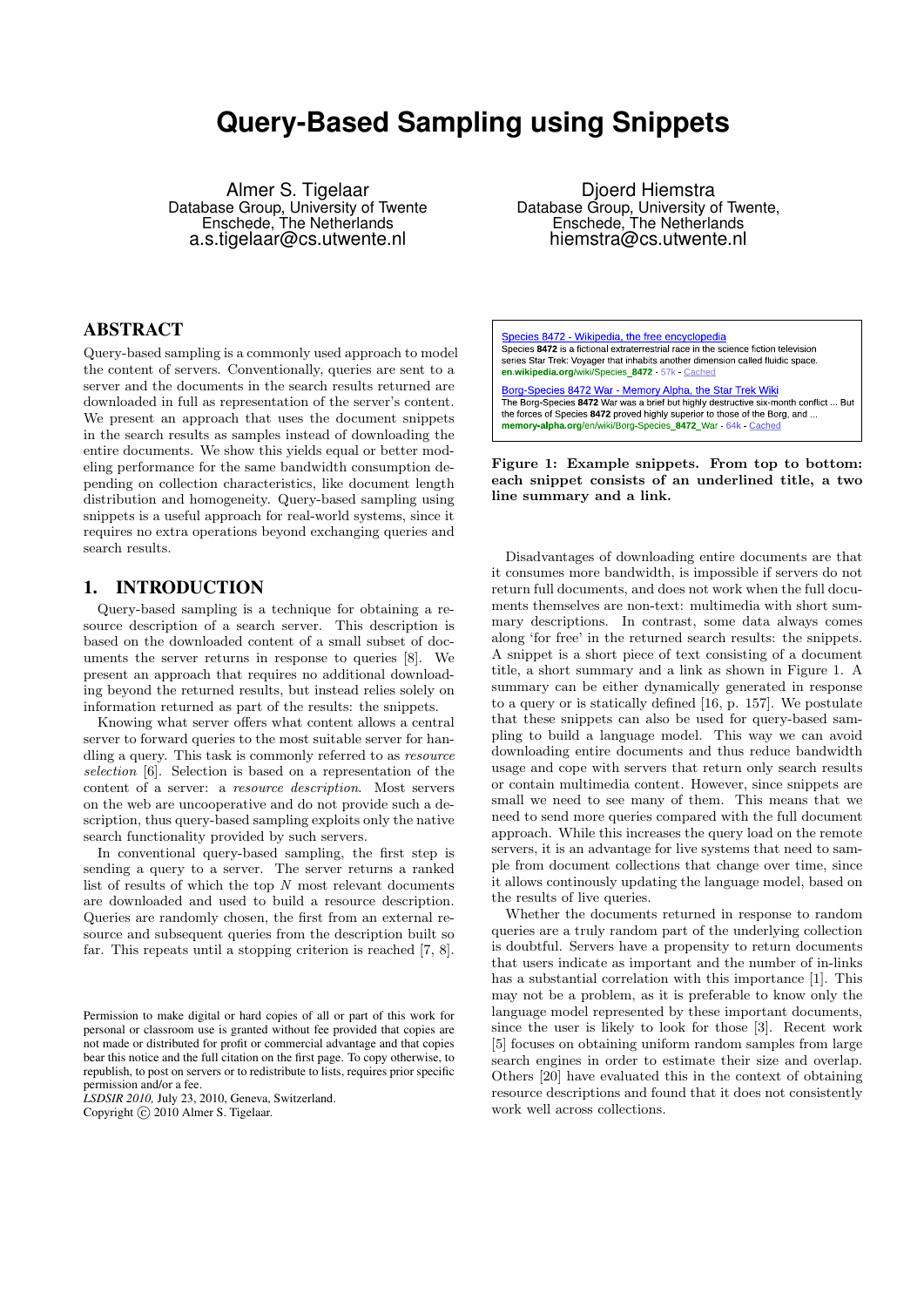# Query-Based Sampling using Snippets

Almer S. Tigelaar
Database Group, University of Twente
Enschede, The Netherlands
a.s.tigelaar@cs.utwente.nl

Djoerd Hiemstra
Database Group, University of Twente,
Enschede, The Netherlands
hiemstra@cs.utwente.nl

## ABSTRACT

Query-based sampling is a commonly used approach to model the content of servers. Conventionally, queries are sent to a server and the documents in the search results returned are downloaded in full as representation of the server's content. We present an approach that uses the document snippets in the search results as samples instead of downloading the entire documents. We show this yields equal or better modeling performance for the same bandwidth consumption depending on collection characteristics, like document length distribution and homogeneity. Query-based sampling using snippets is a useful approach for real-world systems, since it requires no extra operations beyond exchanging queries and search results.

## 1. INTRODUCTION

Query-based sampling is a technique for obtaining a resource description of a search server. This description is based on the downloaded content of a small subset of documents the server returns in response to queries [8]. We present an approach that requires no additional downloading beyond the returned results, but instead relies solely on information returned as part of the results: the snippets.

Knowing what server offers what content allows a central server to forward queries to the most suitable server for handling a query. This task is commonly referred to as *resource selection* [6]. Selection is based on a representation of the content of a server: a *resource description*. Most servers on the web are uncooperative and do not provide such a description, thus query-based sampling exploits only the native search functionality provided by such servers.

In conventional query-based sampling, the first step is sending a query to a server. The server returns a ranked list of results of which the top $N$ most relevant documents are downloaded and used to build a resource description. Queries are randomly chosen, the first from an external resource and subsequent queries from the description built so far. This repeats until a stopping criterion is reached [7, 8].

Permission to make digital or hard copies of all or part of this work for personal or classroom use is granted without fee provided that copies are not made or distributed for profit or commercial advantage and that copies bear this notice and the full citation on the first page. To copy otherwise, to republish, to post on servers or to redistribute to lists, requires prior specific permission and/or a fee.
*LSDSIR 2010,* July 23, 2010, Geneva, Switzerland.
Copyright © 2010 Almer S. Tigelaar.

Species 8472 - Wikipedia, the free encyclopedia
Species **8472** is a fictional extraterrestrial race in the science fiction television series Star Trek: Voyager that inhabits another dimension called fluidic space.
**en.wikipedia.org**/wiki/Species_**8472** - 57k - Cached

Borg-Species 8472 War - Memory Alpha, the Star Trek Wiki
The Borg-Species **8472** War was a brief but highly destructive six-month conflict ... But the forces of Species **8472** proved highly superior to those of the Borg, and ...
**memory-alpha.org**/en/wiki/Borg-Species_**8472**_War - 64k - Cached

**Figure 1: Example snippets. From top to bottom: each snippet consists of an underlined title, a two line summary and a link.**

Disadvantages of downloading entire documents are that it consumes more bandwidth, is impossible if servers do not return full documents, and does not work when the full documents themselves are non-text: multimedia with short summary descriptions. In contrast, some data always comes along 'for free' in the returned search results: the snippets. A snippet is a short piece of text consisting of a document title, a short summary and a link as shown in Figure 1. A summary can be either dynamically generated in response to a query or is statically defined [16, p. 157]. We postulate that these snippets can also be used for query-based sampling to build a language model. This way we can avoid downloading entire documents and thus reduce bandwidth usage and cope with servers that return only search results or contain multimedia content. However, since snippets are small we need to see many of them. This means that we need to send more queries compared with the full document approach. While this increases the query load on the remote servers, it is an advantage for live systems that need to sample from document collections that change over time, since it allows continously updating the language model, based on the results of live queries.

Whether the documents returned in response to random queries are a truly random part of the underlying collection is doubtful. Servers have a propensity to return documents that users indicate as important and the number of in-links has a substantial correlation with this importance [1]. This may not be a problem, as it is preferable to know only the language model represented by these important documents, since the user is likely to look for those [3]. Recent work [5] focuses on obtaining uniform random samples from large search engines in order to estimate their size and overlap. Others [20] have evaluated this in the context of obtaining resource descriptions and found that it does not consistently work well across collections.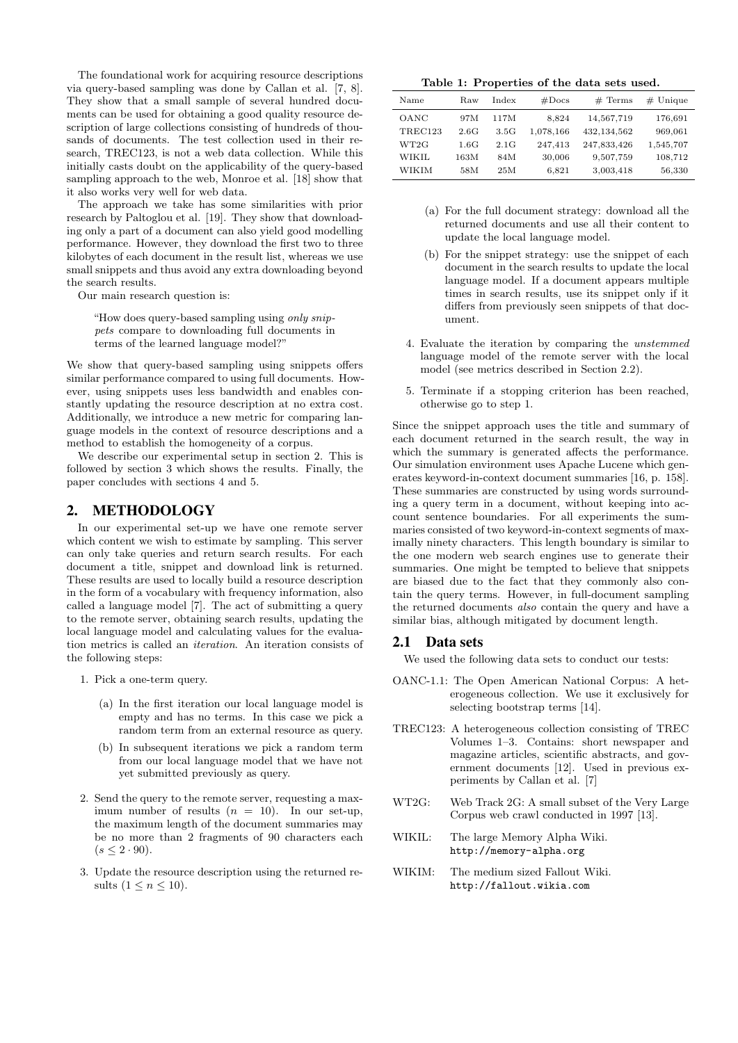The foundational work for acquiring resource descriptions via query-based sampling was done by Callan et al. [7, 8]. They show that a small sample of several hundred documents can be used for obtaining a good quality resource description of large collections consisting of hundreds of thousands of documents. The test collection used in their research, TREC123, is not a web data collection. While this initially casts doubt on the applicability of the query-based sampling approach to the web, Monroe et al. [18] show that it also works very well for web data.

The approach we take has some similarities with prior research by Paltoglou et al. [19]. They show that downloading only a part of a document can also yield good modelling performance. However, they download the first two to three kilobytes of each document in the result list, whereas we use small snippets and thus avoid any extra downloading beyond the search results.

Our main research question is:

> "How does query-based sampling using *only snippets* compare to downloading full documents in terms of the learned language model?"

We show that query-based sampling using snippets offers similar performance compared to using full documents. However, using snippets uses less bandwidth and enables constantly updating the resource description at no extra cost. Additionally, we introduce a new metric for comparing language models in the context of resource descriptions and a method to establish the homogeneity of a corpus.

We describe our experimental setup in section 2. This is followed by section 3 which shows the results. Finally, the paper concludes with sections 4 and 5.

## 2. METHODOLOGY

In our experimental set-up we have one remote server which content we wish to estimate by sampling. This server can only take queries and return search results. For each document a title, snippet and download link is returned. These results are used to locally build a resource description in the form of a vocabulary with frequency information, also called a language model [7]. The act of submitting a query to the remote server, obtaining search results, updating the local language model and calculating values for the evaluation metrics is called an *iteration*. An iteration consists of the following steps:

1. Pick a one-term query.
   (a) In the first iteration our local language model is empty and has no terms. In this case we pick a random term from an external resource as query.
   (b) In subsequent iterations we pick a random term from our local language model that we have not yet submitted previously as query.
2. Send the query to the remote server, requesting a maximum number of results ($n = 10$). In our set-up, the maximum length of the document summaries may be no more than 2 fragments of 90 characters each ($s \leq 2 \cdot 90$).
3. Update the resource description using the returned results ($1 \leq n \leq 10$).
   (a) For the full document strategy: download all the returned documents and use all their content to update the local language model.
   (b) For the snippet strategy: use the snippet of each document in the search results to update the local language model. If a document appears multiple times in search results, use its snippet only if it differs from previously seen snippets of that document.
4. Evaluate the iteration by comparing the *unstemmed* language model of the remote server with the local model (see metrics described in Section 2.2).
5. Terminate if a stopping criterion has been reached, otherwise go to step 1.

**Table 1: Properties of the data sets used.**

| Name | Raw | Index | #Docs | # Terms | # Unique |
|---|---|---|---|---|---|
| OANC | 97M | 117M | 8,824 | 14,567,719 | 176,691 |
| TREC123 | 2.6G | 3.5G | 1,078,166 | 432,134,562 | 969,061 |
| WT2G | 1.6G | 2.1G | 247,413 | 247,833,426 | 1,545,707 |
| WIKIL | 163M | 84M | 30,006 | 9,507,759 | 108,712 |
| WIKIM | 58M | 25M | 6,821 | 3,003,418 | 56,330 |

Since the snippet approach uses the title and summary of each document returned in the search result, the way in which the summary is generated affects the performance. Our simulation environment uses Apache Lucene which generates keyword-in-context document summaries [16, p. 158]. These summaries are constructed by using words surrounding a query term in a document, without keeping into account sentence boundaries. For all experiments the summaries consisted of two keyword-in-context segments of maximally ninety characters. This length boundary is similar to the one modern web search engines use to generate their summaries. One might be tempted to believe that snippets are biased due to the fact that they commonly also contain the query terms. However, in full-document sampling the returned documents *also* contain the query and have a similar bias, although mitigated by document length.

### 2.1 Data sets

We used the following data sets to conduct our tests:

- OANC-1.1: The Open American National Corpus: A heterogeneous collection. We use it exclusively for selecting bootstrap terms [14].
- TREC123: A heterogeneous collection consisting of TREC Volumes 1–3. Contains: short newspaper and magazine articles, scientific abstracts, and government documents [12]. Used in previous experiments by Callan et al. [7]
- WT2G: Web Track 2G: A small subset of the Very Large Corpus web crawl conducted in 1997 [13].
- WIKIL: The large Memory Alpha Wiki. `http://memory-alpha.org`
- WIKIM: The medium sized Fallout Wiki. `http://fallout.wikia.com`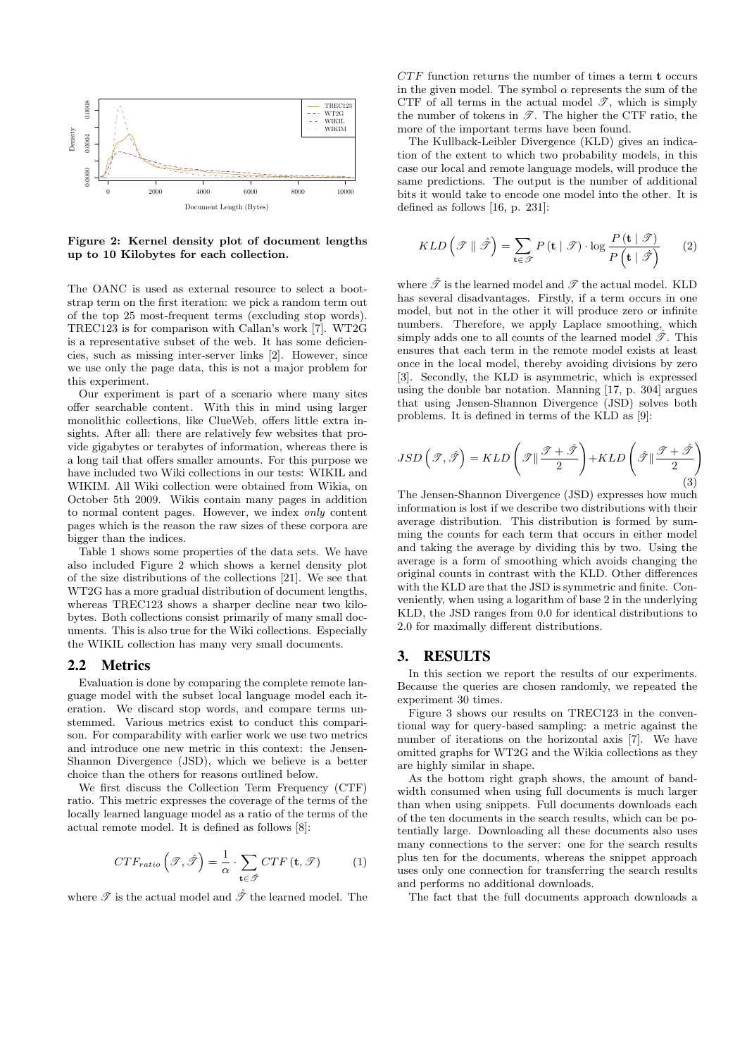Figure 2: Kernel density plot of document lengths up to 10 Kilobytes for each collection.

The OANC is used as external resource to select a bootstrap term on the first iteration: we pick a random term out of the top 25 most-frequent terms (excluding stop words). TREC123 is for comparison with Callan's work [7]. WT2G is a representative subset of the web. It has some deficiencies, such as missing inter-server links [2]. However, since we use only the page data, this is not a major problem for this experiment.

Our experiment is part of a scenario where many sites offer searchable content. With this in mind using larger monolithic collections, like ClueWeb, offers little extra insights. After all: there are relatively few websites that provide gigabytes or terabytes of information, whereas there is a long tail that offers smaller amounts. For this purpose we have included two Wiki collections in our tests: WIKIL and WIKIM. All Wiki collection were obtained from Wikia, on October 5th 2009. Wikis contain many pages in addition to normal content pages. However, we index *only* content pages which is the reason the raw sizes of these corpora are bigger than the indices.

Table 1 shows some properties of the data sets. We have also included Figure 2 which shows a kernel density plot of the size distributions of the collections [21]. We see that WT2G has a more gradual distribution of document lengths, whereas TREC123 shows a sharper decline near two kilobytes. Both collections consist primarily of many small documents. This is also true for the Wiki collections. Especially the WIKIL collection has many very small documents.

## 2.2 Metrics

Evaluation is done by comparing the complete remote language model with the subset local language model each iteration. We discard stop words, and compare terms unstemmed. Various metrics exist to conduct this comparison. For comparability with earlier work we use two metrics and introduce one new metric in this context: the Jensen-Shannon Divergence (JSD), which we believe is a better choice than the others for reasons outlined below.

We first discuss the Collection Term Frequency (CTF) ratio. This metric expresses the coverage of the terms of the locally learned language model as a ratio of the terms of the actual remote model. It is defined as follows [8]:

$$CTF_{ratio}\left(\mathscr{T}, \hat{\mathscr{T}}\right) = \frac{1}{\alpha} \cdot \sum_{\mathbf{t} \in \hat{\mathscr{T}}} CTF\left(\mathbf{t}, \mathscr{T}\right) \quad (1)$$

where $\mathscr{T}$ is the actual model and $\hat{\mathscr{T}}$ the learned model. The $CTF$ function returns the number of times a term $\mathbf{t}$ occurs in the given model. The symbol $\alpha$ represents the sum of the CTF of all terms in the actual model $\mathscr{T}$, which is simply the number of tokens in $\mathscr{T}$. The higher the CTF ratio, the more of the important terms have been found.

The Kullback-Leibler Divergence (KLD) gives an indication of the extent to which two probability models, in this case our local and remote language models, will produce the same predictions. The output is the number of additional bits it would take to encode one model into the other. It is defined as follows [16, p. 231]:

$$KLD\left(\mathscr{T} \parallel \hat{\mathscr{T}}\right) = \sum_{\mathbf{t} \in \mathscr{T}} P\left(\mathbf{t} \mid \mathscr{T}\right) \cdot \log \frac{P\left(\mathbf{t} \mid \mathscr{T}\right)}{P\left(\mathbf{t} \mid \hat{\mathscr{T}}\right)} \quad (2)$$

where $\hat{\mathscr{T}}$ is the learned model and $\mathscr{T}$ the actual model. KLD has several disadvantages. Firstly, if a term occurs in one model, but not in the other it will produce zero or infinite numbers. Therefore, we apply Laplace smoothing, which simply adds one to all counts of the learned model $\hat{\mathscr{T}}$. This ensures that each term in the remote model exists at least once in the local model, thereby avoiding divisions by zero [3]. Secondly, the KLD is asymmetric, which is expressed using the double bar notation. Manning [17, p. 304] argues that using Jensen-Shannon Divergence (JSD) solves both problems. It is defined in terms of the KLD as [9]:

$$JSD\left(\mathscr{T}, \hat{\mathscr{T}}\right) = KLD\left(\mathscr{T} \parallel \frac{\mathscr{T} + \hat{\mathscr{T}}}{2}\right) + KLD\left(\hat{\mathscr{T}} \parallel \frac{\mathscr{T} + \hat{\mathscr{T}}}{2}\right) \quad (3)$$

The Jensen-Shannon Divergence (JSD) expresses how much information is lost if we describe two distributions with their average distribution. This distribution is formed by summing the counts for each term that occurs in either model and taking the average by dividing this by two. Using the average is a form of smoothing which avoids changing the original counts in contrast with the KLD. Other differences with the KLD are that the JSD is symmetric and finite. Conveniently, when using a logarithm of base 2 in the underlying KLD, the JSD ranges from 0.0 for identical distributions to 2.0 for maximally different distributions.

# 3. RESULTS

In this section we report the results of our experiments. Because the queries are chosen randomly, we repeated the experiment 30 times.

Figure 3 shows our results on TREC123 in the conventional way for query-based sampling: a metric against the number of iterations on the horizontal axis [7]. We have omitted graphs for WT2G and the Wikia collections as they are highly similar in shape.

As the bottom right graph shows, the amount of bandwidth consumed when using full documents is much larger than when using snippets. Full documents downloads each of the ten documents in the search results, which can be potentially large. Downloading all these documents also uses many connections to the server: one for the search results plus ten for the documents, whereas the snippet approach uses only one connection for transferring the search results and performs no additional downloads.

The fact that the full documents approach downloads a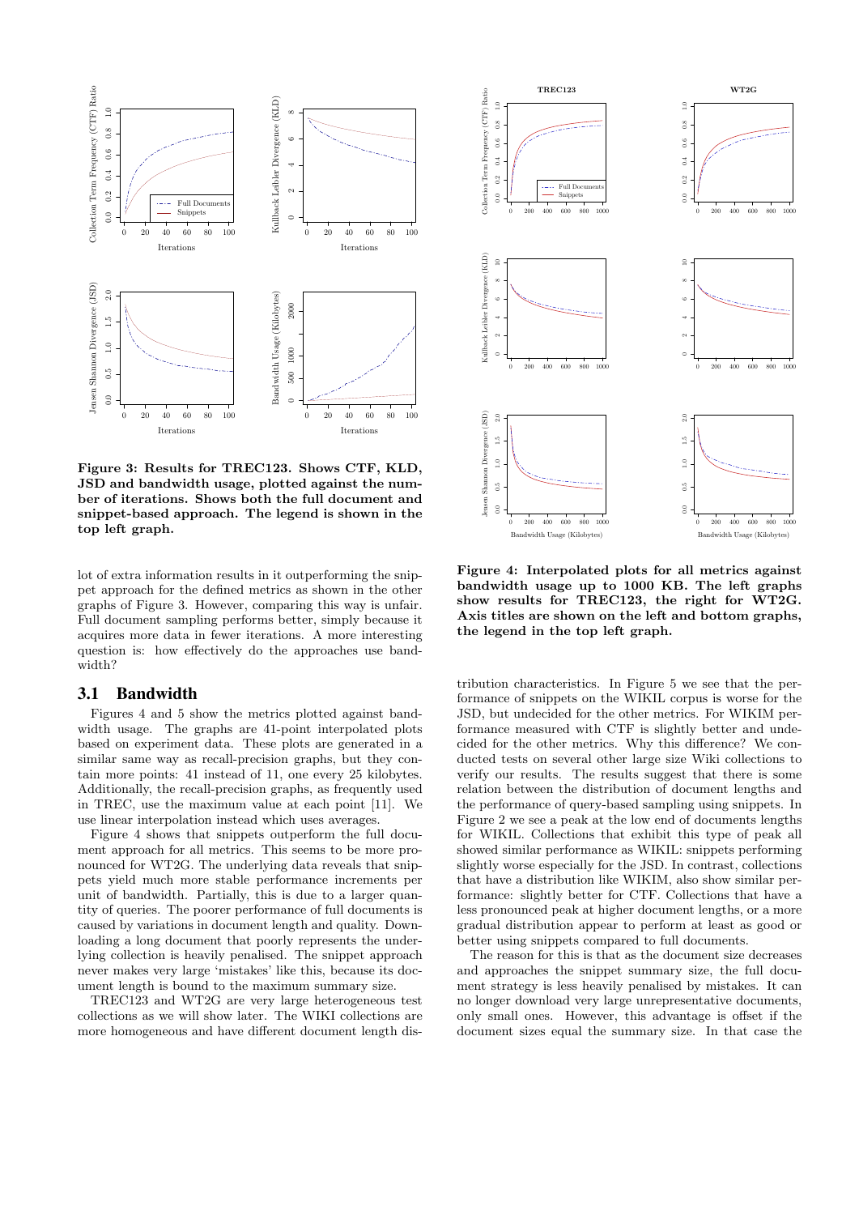Figure 3: Results for TREC123. Shows CTF, KLD, JSD and bandwidth usage, plotted against the number of iterations. Shows both the full document and snippet-based approach. The legend is shown in the top left graph.

lot of extra information results in it outperforming the snippet approach for the defined metrics as shown in the other graphs of Figure 3. However, comparing this way is unfair. Full document sampling performs better, simply because it acquires more data in fewer iterations. A more interesting question is: how effectively do the approaches use bandwidth?

## 3.1 Bandwidth

Figures 4 and 5 show the metrics plotted against bandwidth usage. The graphs are 41-point interpolated plots based on experiment data. These plots are generated in a similar same way as recall-precision graphs, but they contain more points: 41 instead of 11, one every 25 kilobytes. Additionally, the recall-precision graphs, as frequently used in TREC, use the maximum value at each point [11]. We use linear interpolation instead which uses averages.

Figure 4 shows that snippets outperform the full document approach for all metrics. This seems to be more pronounced for WT2G. The underlying data reveals that snippets yield much more stable performance increments per unit of bandwidth. Partially, this is due to a larger quantity of queries. The poorer performance of full documents is caused by variations in document length and quality. Downloading a long document that poorly represents the underlying collection is heavily penalised. The snippet approach never makes very large 'mistakes' like this, because its document length is bound to the maximum summary size.

TREC123 and WT2G are very large heterogeneous test collections as we will show later. The WIKI collections are more homogeneous and have different document length distribution characteristics. In Figure 5 we see that the performance of snippets on the WIKIL corpus is worse for the JSD, but undecided for the other metrics. For WIKIM performance measured with CTF is slightly better and undecided for the other metrics. Why this difference? We conducted tests on several other large size Wiki collections to verify our results. The results suggest that there is some relation between the distribution of document lengths and the performance of query-based sampling using snippets. In Figure 2 we see a peak at the low end of documents lengths for WIKIL. Collections that exhibit this type of peak all showed similar performance as WIKIL: snippets performing slightly worse especially for the JSD. In contrast, collections that have a distribution like WIKIM, also show similar performance: slightly better for CTF. Collections that have a less pronounced peak at higher document lengths, or a more gradual distribution appear to perform at least as good or better using snippets compared to full documents.

The reason for this is that as the document size decreases and approaches the snippet summary size, the full document strategy is less heavily penalised by mistakes. It can no longer download very large unrepresentative documents, only small ones. However, this advantage is offset if the document sizes equal the summary size. In that case the

Figure 4: Interpolated plots for all metrics against bandwidth usage up to 1000 KB. The left graphs show results for TREC123, the right for WT2G. Axis titles are shown on the left and bottom graphs, the legend in the top left graph.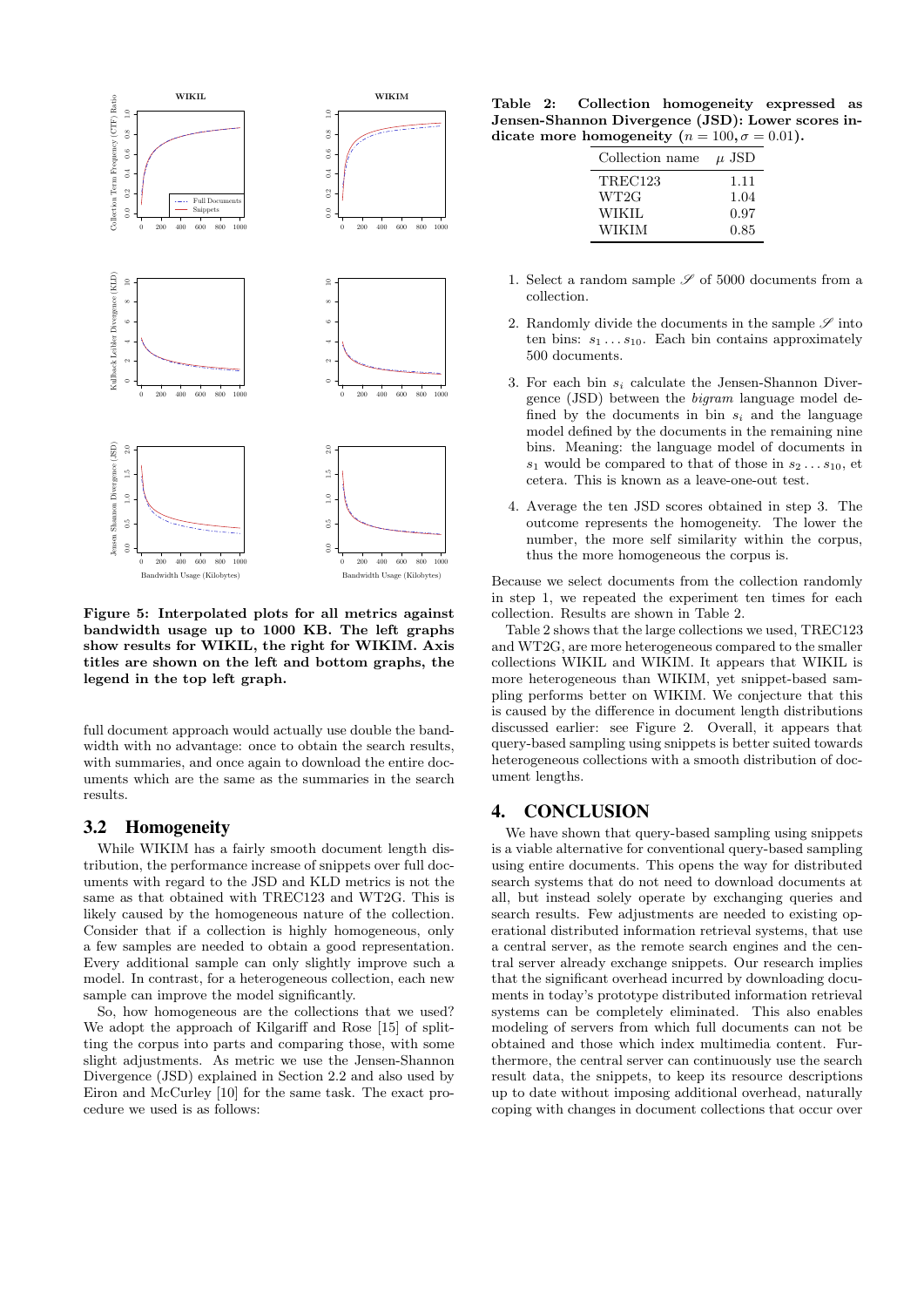Figure 5: Interpolated plots for all metrics against bandwidth usage up to 1000 KB. The left graphs show results for WIKIL, the right for WIKIM. Axis titles are shown on the left and bottom graphs, the legend in the top left graph.

full document approach would actually use double the bandwidth with no advantage: once to obtain the search results, with summaries, and once again to download the entire documents which are the same as the summaries in the search results.

## 3.2 Homogeneity

While WIKIM has a fairly smooth document length distribution, the performance increase of snippets over full documents with regard to the JSD and KLD metrics is not the same as that obtained with TREC123 and WT2G. This is likely caused by the homogeneous nature of the collection. Consider that if a collection is highly homogeneous, only a few samples are needed to obtain a good representation. Every additional sample can only slightly improve such a model. In contrast, for a heterogeneous collection, each new sample can improve the model significantly.

So, how homogeneous are the collections that we used? We adopt the approach of Kilgariff and Rose [15] of splitting the corpus into parts and comparing those, with some slight adjustments. As metric we use the Jensen-Shannon Divergence (JSD) explained in Section 2.2 and also used by Eiron and McCurley [10] for the same task. The exact procedure we used is as follows:

**Table 2: Collection homogeneity expressed as Jensen-Shannon Divergence (JSD): Lower scores indicate more homogeneity ($n = 100, \sigma = 0.01$).**

| Collection name | $\mu$ JSD |
|---|---|
| TREC123 | 1.11 |
| WT2G | 1.04 |
| WIKIL | 0.97 |
| WIKIM | 0.85 |

1. Select a random sample $\mathscr{S}$ of 5000 documents from a collection.
2. Randomly divide the documents in the sample $\mathscr{S}$ into ten bins: $s_1 \dots s_{10}$. Each bin contains approximately 500 documents.
3. For each bin $s_i$ calculate the Jensen-Shannon Divergence (JSD) between the *bigram* language model defined by the documents in bin $s_i$ and the language model defined by the documents in the remaining nine bins. Meaning: the language model of documents in $s_1$ would be compared to that of those in $s_2 \dots s_{10}$, et cetera. This is known as a leave-one-out test.
4. Average the ten JSD scores obtained in step 3. The outcome represents the homogeneity. The lower the number, the more self similarity within the corpus, thus the more homogeneous the corpus is.

Because we select documents from the collection randomly in step 1, we repeated the experiment ten times for each collection. Results are shown in Table 2.

Table 2 shows that the large collections we used, TREC123 and WT2G, are more heterogeneous compared to the smaller collections WIKIL and WIKIM. It appears that WIKIL is more heterogeneous than WIKIM, yet snippet-based sampling performs better on WIKIM. We conjecture that this is caused by the difference in document length distributions discussed earlier: see Figure 2. Overall, it appears that query-based sampling using snippets is better suited towards heterogeneous collections with a smooth distribution of document lengths.

# 4. CONCLUSION

We have shown that query-based sampling using snippets is a viable alternative for conventional query-based sampling using entire documents. This opens the way for distributed search systems that do not need to download documents at all, but instead solely operate by exchanging queries and search results. Few adjustments are needed to existing operational distributed information retrieval systems, that use a central server, as the remote search engines and the central server already exchange snippets. Our research implies that the significant overhead incurred by downloading documents in today's prototype distributed information retrieval systems can be completely eliminated. This also enables modeling of servers from which full documents can not be obtained and those which index multimedia content. Furthermore, the central server can continuously use the search result data, the snippets, to keep its resource descriptions up to date without imposing additional overhead, naturally coping with changes in document collections that occur over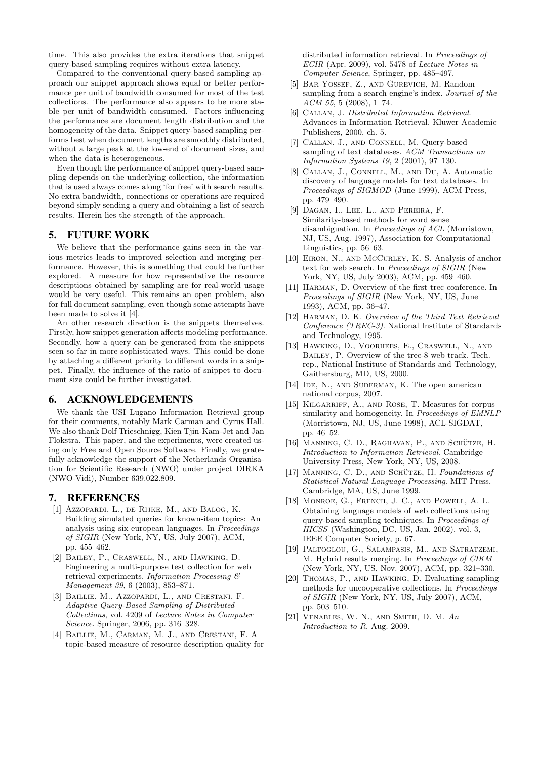time. This also provides the extra iterations that snippet query-based sampling requires without extra latency.

Compared to the conventional query-based sampling approach our snippet approach shows equal or better performance per unit of bandwidth consumed for most of the test collections. The performance also appears to be more stable per unit of bandwidth consumed. Factors influencing the performance are document length distribution and the homogeneity of the data. Snippet query-based sampling performs best when document lengths are smoothly distributed, without a large peak at the low-end of document sizes, and when the data is heterogeneous.

Even though the performance of snippet query-based sampling depends on the underlying collection, the information that is used always comes along 'for free' with search results. No extra bandwidth, connections or operations are required beyond simply sending a query and obtaining a list of search results. Herein lies the strength of the approach.

## 5. FUTURE WORK

We believe that the performance gains seen in the various metrics leads to improved selection and merging performance. However, this is something that could be further explored. A measure for how representative the resource descriptions obtained by sampling are for real-world usage would be very useful. This remains an open problem, also for full document sampling, even though some attempts have been made to solve it [4].

An other research direction is the snippets themselves. Firstly, how snippet generation affects modeling performance. Secondly, how a query can be generated from the snippets seen so far in more sophisticated ways. This could be done by attaching a different priority to different words in a snippet. Finally, the influence of the ratio of snippet to document size could be further investigated.

## 6. ACKNOWLEDGEMENTS

We thank the USI Lugano Information Retrieval group for their comments, notably Mark Carman and Cyrus Hall. We also thank Dolf Trieschnigg, Kien Tjin-Kam-Jet and Jan Flokstra. This paper, and the experiments, were created using only Free and Open Source Software. Finally, we gratefully acknowledge the support of the Netherlands Organisation for Scientific Research (NWO) under project DIRKA (NWO-Vidi), Number 639.022.809.

## 7. REFERENCES

[1] Azzopardi, L., de Rijke, M., and Balog, K. Building simulated queries for known-item topics: An analysis using six european languages. In *Proceedings of SIGIR* (New York, NY, US, July 2007), ACM, pp. 455–462.

[2] Bailey, P., Craswell, N., and Hawking, D. Engineering a multi-purpose test collection for web retrieval experiments. *Information Processing & Management 39*, 6 (2003), 853–871.

[3] Baillie, M., Azzopardi, L., and Crestani, F. *Adaptive Query-Based Sampling of Distributed Collections*, vol. 4209 of *Lecture Notes in Computer Science*. Springer, 2006, pp. 316–328.

[4] Baillie, M., Carman, M. J., and Crestani, F. A topic-based measure of resource description quality for distributed information retrieval. In *Proceedings of ECIR* (Apr. 2009), vol. 5478 of *Lecture Notes in Computer Science*, Springer, pp. 485–497.

[5] Bar-Yossef, Z., and Gurevich, M. Random sampling from a search engine's index. *Journal of the ACM 55*, 5 (2008), 1–74.

[6] Callan, J. *Distributed Information Retrieval*. Advances in Information Retrieval. Kluwer Academic Publishers, 2000, ch. 5.

[7] Callan, J., and Connell, M. Query-based sampling of text databases. *ACM Transactions on Information Systems 19*, 2 (2001), 97–130.

[8] Callan, J., Connell, M., and Du, A. Automatic discovery of language models for text databases. In *Proceedings of SIGMOD* (June 1999), ACM Press, pp. 479–490.

[9] Dagan, I., Lee, L., and Pereira, F. Similarity-based methods for word sense disambiguation. In *Proceedings of ACL* (Morristown, NJ, US, Aug. 1997), Association for Computational Linguistics, pp. 56–63.

[10] Eiron, N., and McCurley, K. S. Analysis of anchor text for web search. In *Proceedings of SIGIR* (New York, NY, US, July 2003), ACM, pp. 459–460.

[11] Harman, D. Overview of the first trec conference. In *Proceedings of SIGIR* (New York, NY, US, June 1993), ACM, pp. 36–47.

[12] Harman, D. K. *Overview of the Third Text Retrieval Conference (TREC-3)*. National Institute of Standards and Technology, 1995.

[13] Hawking, D., Voorhees, E., Craswell, N., and Bailey, P. Overview of the trec-8 web track. Tech. rep., National Institute of Standards and Technology, Gaithersburg, MD, US, 2000.

[14] Ide, N., and Suderman, K. The open american national corpus, 2007.

[15] Kilgarriff, A., and Rose, T. Measures for corpus similarity and homogeneity. In *Proceedings of EMNLP* (Morristown, NJ, US, June 1998), ACL-SIGDAT, pp. 46–52.

[16] Manning, C. D., Raghavan, P., and Schütze, H. *Introduction to Information Retrieval*. Cambridge University Press, New York, NY, US, 2008.

[17] Manning, C. D., and Schütze, H. *Foundations of Statistical Natural Language Processing*. MIT Press, Cambridge, MA, US, June 1999.

[18] Monroe, G., French, J. C., and Powell, A. L. Obtaining language models of web collections using query-based sampling techniques. In *Proceedings of HICSS* (Washington, DC, US, Jan. 2002), vol. 3, IEEE Computer Society, p. 67.

[19] Paltoglou, G., Salampasis, M., and Satratzemi, M. Hybrid results merging. In *Proceedings of CIKM* (New York, NY, US, Nov. 2007), ACM, pp. 321–330.

[20] Thomas, P., and Hawking, D. Evaluating sampling methods for uncooperative collections. In *Proceedings of SIGIR* (New York, NY, US, July 2007), ACM, pp. 503–510.

[21] Venables, W. N., and Smith, D. M. *An Introduction to R*, Aug. 2009.